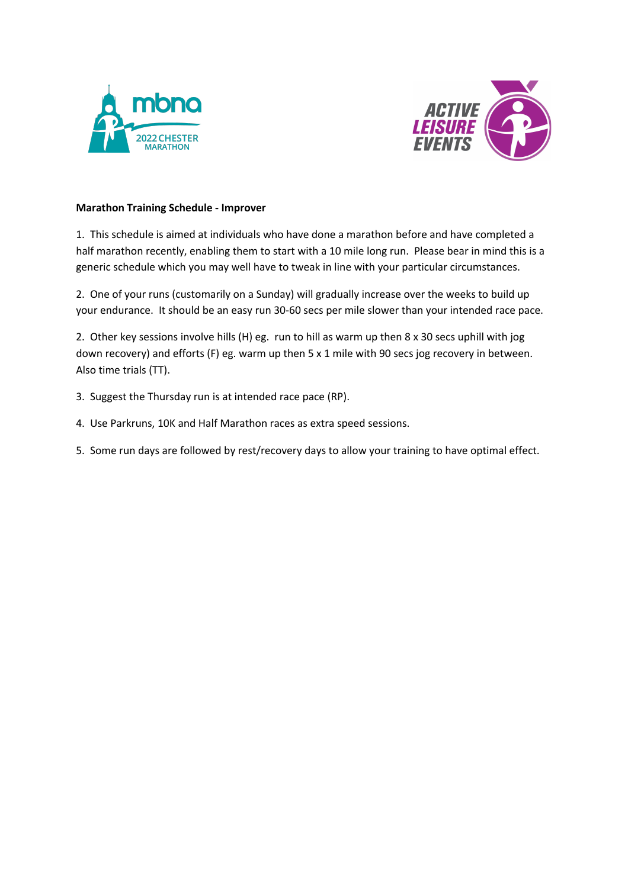**Marathon Training Schedule - Improver**

1. This schedule is aimed at individuals who have done a marathon before and have completed a half marathon recently, enabling them to start with a 10 mile long run. Please bear in mind this is a generic schedule which you may well have to tweak in line with your particular circumstances.

2. One of your runs (customarily on a Sunday) will gradually increase over the weeks to build up your endurance. It should be an easy run 30-60 secs per mile slower than your intended race pace.

2. Other key sessions involve hills (H) eg. run to hill as warm up then 8 x 30 secs uphill with jog down recovery) and efforts (F) eg. warm up then 5 x 1 mile with 90 secs jog recovery in between. Also time trials (TT).

3. Suggest the Thursday run is at intended race pace (RP).

4. Use Parkruns, 10K and Half Marathon races as extra speed sessions.

5. Some run days are followed by rest/recovery days to allow your training to have optimal effect.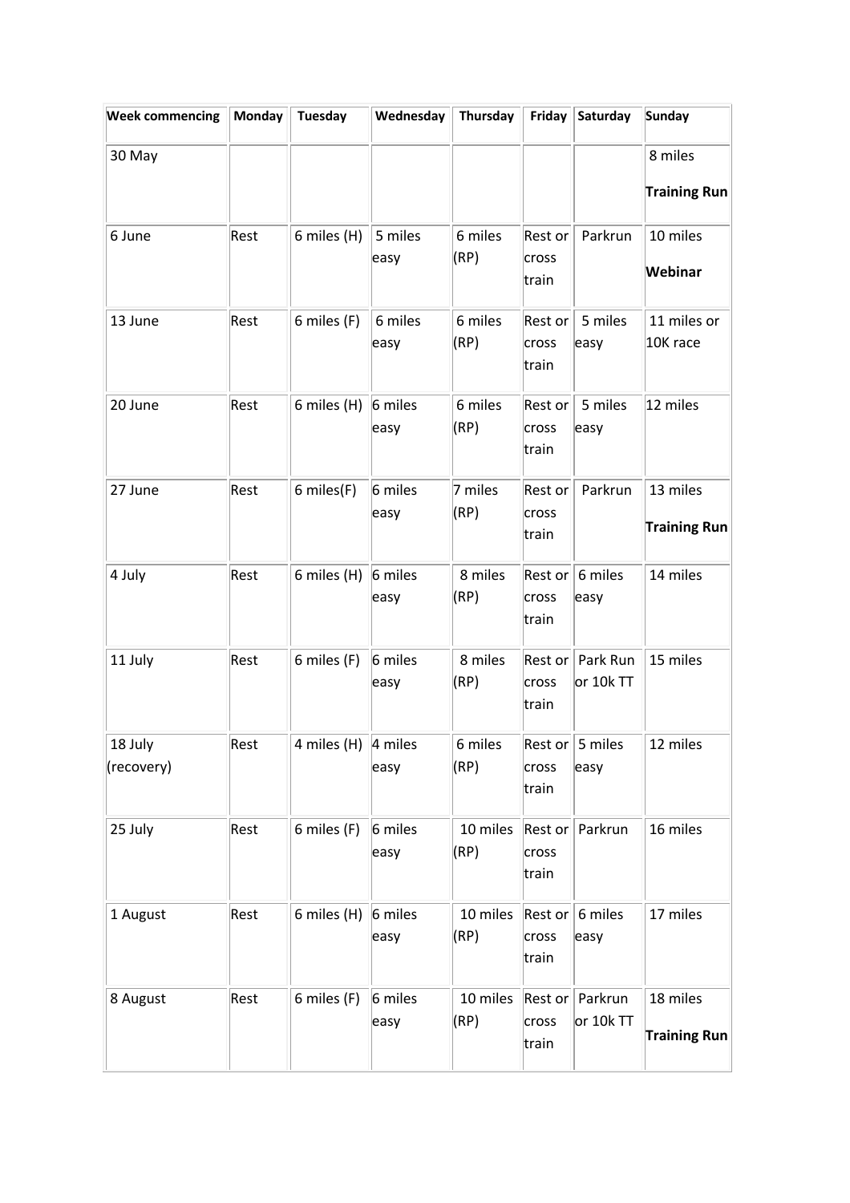| **Week commencing** | **Monday** | **Tuesday** | **Wednesday** | **Thursday** | **Friday** | **Saturday** | **Sunday** |
|---|---|---|---|---|---|---|---|
| 30 May | | | | | | | 8 miles **Training Run** |
| 6 June | Rest | 6 miles (H) | 5 miles easy | 6 miles (RP) | Rest or cross train | Parkrun | 10 miles **Webinar** |
| 13 June | Rest | 6 miles (F) | 6 miles easy | 6 miles (RP) | Rest or cross train | 5 miles easy | 11 miles or 10K race |
| 20 June | Rest | 6 miles (H) | 6 miles easy | 6 miles (RP) | Rest or cross train | 5 miles easy | 12 miles |
| 27 June | Rest | 6 miles(F) | 6 miles easy | 7 miles (RP) | Rest or cross train | Parkrun | 13 miles **Training Run** |
| 4 July | Rest | 6 miles (H) | 6 miles easy | 8 miles (RP) | Rest or cross train | 6 miles easy | 14 miles |
| 11 July | Rest | 6 miles (F) | 6 miles easy | 8 miles (RP) | Rest or cross train | Park Run or 10k TT | 15 miles |
| 18 July (recovery) | Rest | 4 miles (H) | 4 miles easy | 6 miles (RP) | Rest or cross train | 5 miles easy | 12 miles |
| 25 July | Rest | 6 miles (F) | 6 miles easy | 10 miles (RP) | Rest or cross train | Parkrun | 16 miles |
| 1 August | Rest | 6 miles (H) | 6 miles easy | 10 miles (RP) | Rest or cross train | 6 miles easy | 17 miles |
| 8 August | Rest | 6 miles (F) | 6 miles easy | 10 miles (RP) | Rest or cross train | Parkrun or 10k TT | 18 miles **Training Run** |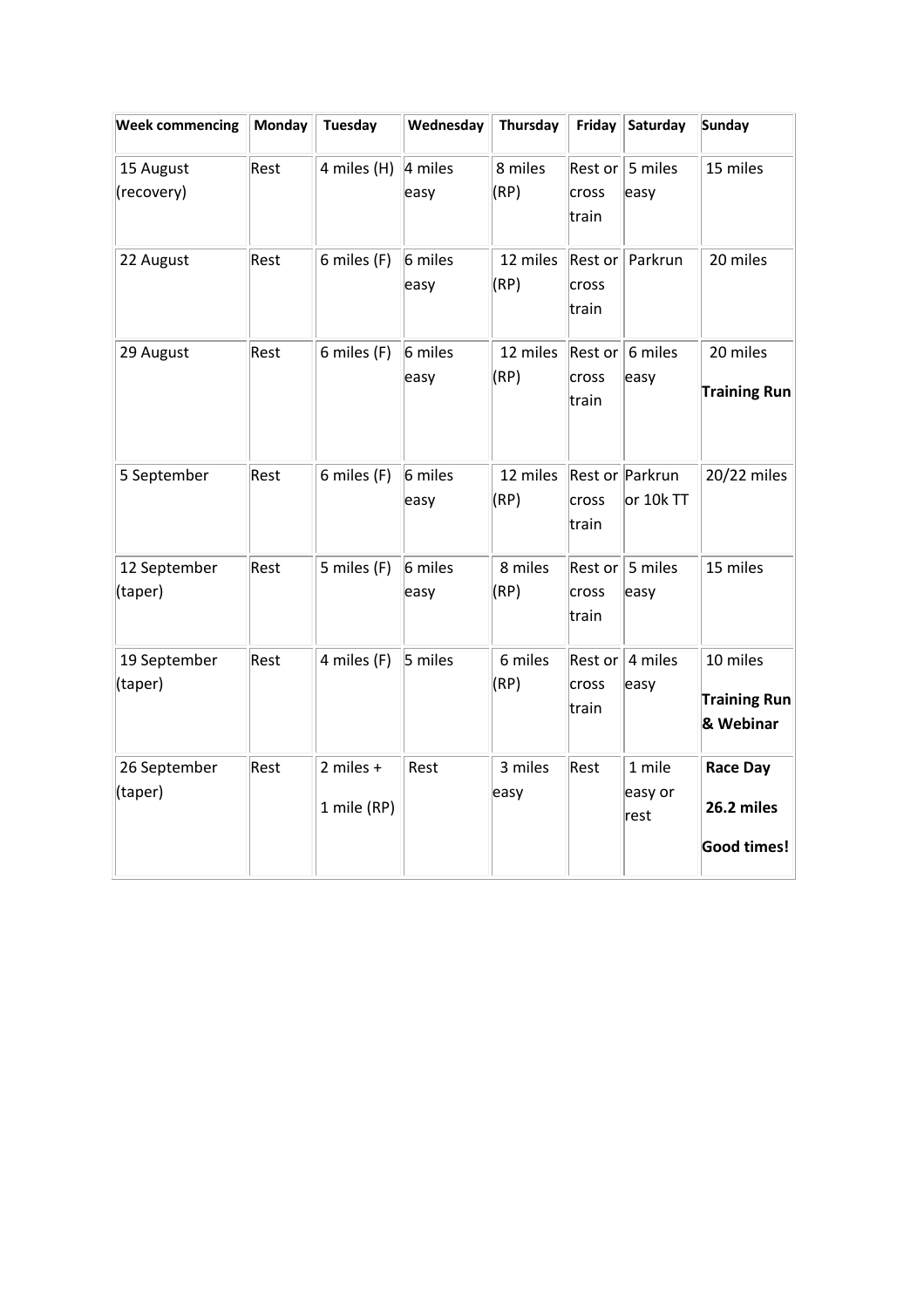| **Week commencing** | **Monday** | **Tuesday** | **Wednesday** | **Thursday** | **Friday** | **Saturday** | **Sunday** |
|---|---|---|---|---|---|---|---|
| 15 August (recovery) | Rest | 4 miles (H) | 4 miles easy | 8 miles (RP) | Rest or cross train | 5 miles easy | 15 miles |
| 22 August | Rest | 6 miles (F) | 6 miles easy | 12 miles (RP) | Rest or cross train | Parkrun | 20 miles |
| 29 August | Rest | 6 miles (F) | 6 miles easy | 12 miles (RP) | Rest or cross train | 6 miles easy | 20 miles **Training Run** |
| 5 September | Rest | 6 miles (F) | 6 miles easy | 12 miles (RP) | Rest or cross train | Parkrun or 10k TT | 20/22 miles |
| 12 September (taper) | Rest | 5 miles (F) | 6 miles easy | 8 miles (RP) | Rest or cross train | 5 miles easy | 15 miles |
| 19 September (taper) | Rest | 4 miles (F) | 5 miles | 6 miles (RP) | Rest or cross train | 4 miles easy | 10 miles **Training Run & Webinar** |
| 26 September (taper) | Rest | 2 miles + 1 mile (RP) | Rest | 3 miles easy | Rest | 1 mile easy or rest | **Race Day** **26.2 miles** **Good times!** |